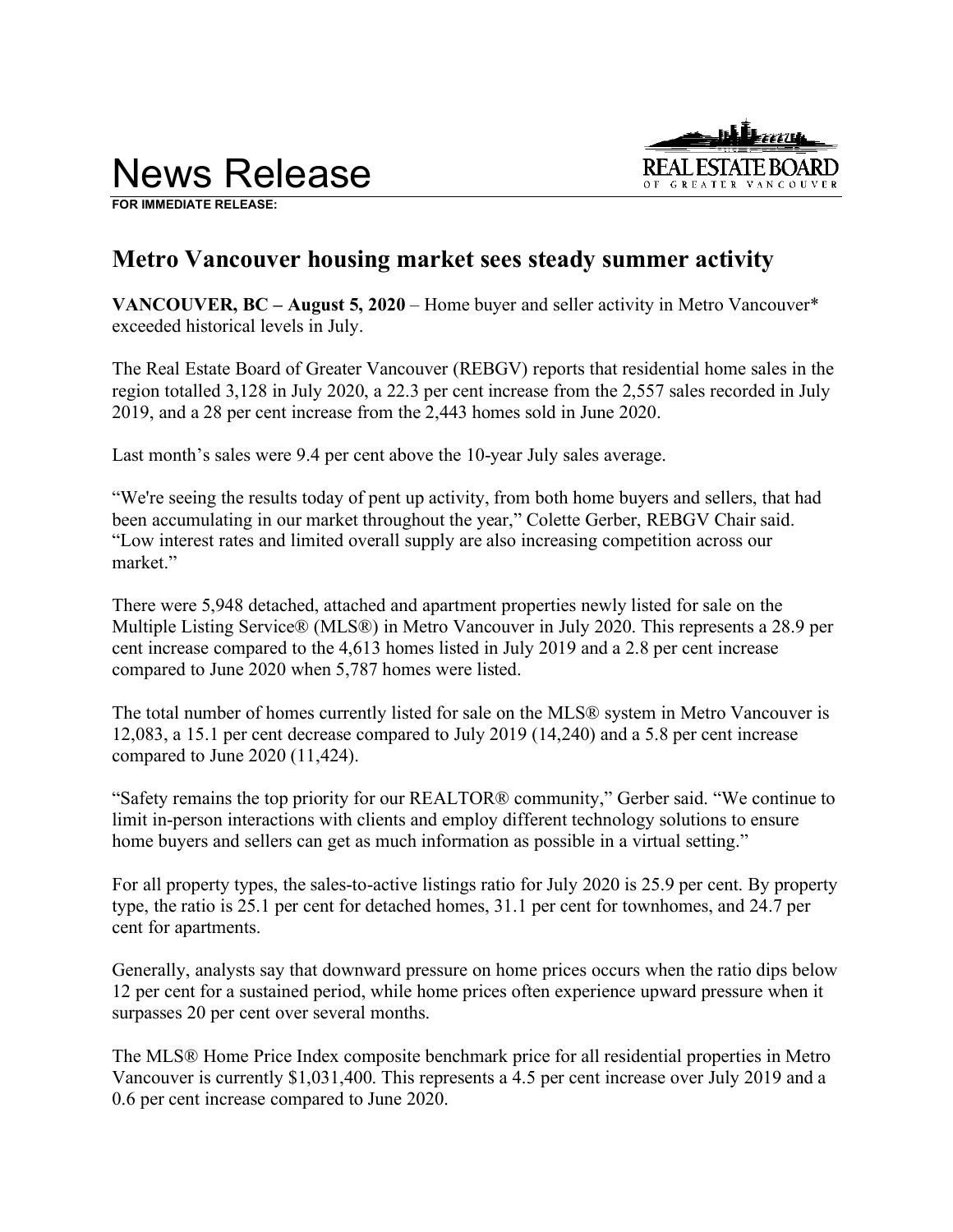# News Release

**FOR IMMEDIATE RELEASE:**

## Metro Vancouver housing market sees steady summer activity

**VANCOUVER, BC – August 5, 2020** – Home buyer and seller activity in Metro Vancouver* exceeded historical levels in July.

The Real Estate Board of Greater Vancouver (REBGV) reports that residential home sales in the region totalled 3,128 in July 2020, a 22.3 per cent increase from the 2,557 sales recorded in July 2019, and a 28 per cent increase from the 2,443 homes sold in June 2020.

Last month's sales were 9.4 per cent above the 10-year July sales average.

"We're seeing the results today of pent up activity, from both home buyers and sellers, that had been accumulating in our market throughout the year," Colette Gerber, REBGV Chair said. "Low interest rates and limited overall supply are also increasing competition across our market."

There were 5,948 detached, attached and apartment properties newly listed for sale on the Multiple Listing Service® (MLS®) in Metro Vancouver in July 2020. This represents a 28.9 per cent increase compared to the 4,613 homes listed in July 2019 and a 2.8 per cent increase compared to June 2020 when 5,787 homes were listed.

The total number of homes currently listed for sale on the MLS® system in Metro Vancouver is 12,083, a 15.1 per cent decrease compared to July 2019 (14,240) and a 5.8 per cent increase compared to June 2020 (11,424).

"Safety remains the top priority for our REALTOR® community," Gerber said. "We continue to limit in-person interactions with clients and employ different technology solutions to ensure home buyers and sellers can get as much information as possible in a virtual setting."

For all property types, the sales-to-active listings ratio for July 2020 is 25.9 per cent. By property type, the ratio is 25.1 per cent for detached homes, 31.1 per cent for townhomes, and 24.7 per cent for apartments.

Generally, analysts say that downward pressure on home prices occurs when the ratio dips below 12 per cent for a sustained period, while home prices often experience upward pressure when it surpasses 20 per cent over several months.

The MLS® Home Price Index composite benchmark price for all residential properties in Metro Vancouver is currently $1,031,400. This represents a 4.5 per cent increase over July 2019 and a 0.6 per cent increase compared to June 2020.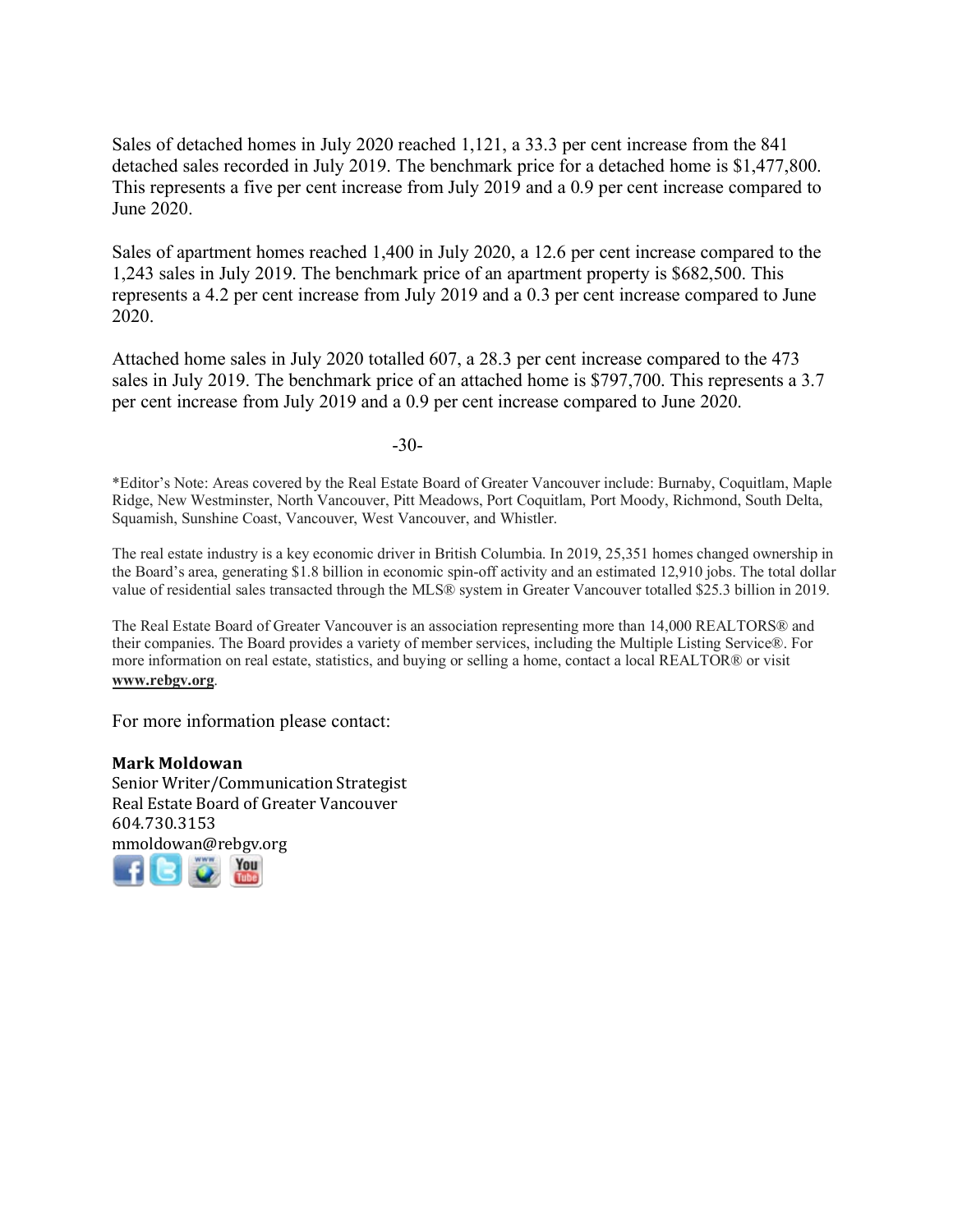Sales of detached homes in July 2020 reached 1,121, a 33.3 per cent increase from the 841 detached sales recorded in July 2019. The benchmark price for a detached home is $1,477,800. This represents a five per cent increase from July 2019 and a 0.9 per cent increase compared to June 2020.

Sales of apartment homes reached 1,400 in July 2020, a 12.6 per cent increase compared to the 1,243 sales in July 2019. The benchmark price of an apartment property is $682,500. This represents a 4.2 per cent increase from July 2019 and a 0.3 per cent increase compared to June 2020.

Attached home sales in July 2020 totalled 607, a 28.3 per cent increase compared to the 473 sales in July 2019. The benchmark price of an attached home is $797,700. This represents a 3.7 per cent increase from July 2019 and a 0.9 per cent increase compared to June 2020.

-30-

*Editor's Note: Areas covered by the Real Estate Board of Greater Vancouver include: Burnaby, Coquitlam, Maple Ridge, New Westminster, North Vancouver, Pitt Meadows, Port Coquitlam, Port Moody, Richmond, South Delta, Squamish, Sunshine Coast, Vancouver, West Vancouver, and Whistler.

The real estate industry is a key economic driver in British Columbia. In 2019, 25,351 homes changed ownership in the Board's area, generating $1.8 billion in economic spin-off activity and an estimated 12,910 jobs. The total dollar value of residential sales transacted through the MLS® system in Greater Vancouver totalled $25.3 billion in 2019.

The Real Estate Board of Greater Vancouver is an association representing more than 14,000 REALTORS® and their companies. The Board provides a variety of member services, including the Multiple Listing Service®. For more information on real estate, statistics, and buying or selling a home, contact a local REALTOR® or visit **www.rebgv.org**.

For more information please contact:

**Mark Moldowan**
Senior Writer/Communication Strategist
Real Estate Board of Greater Vancouver
604.730.3153
mmoldowan@rebgv.org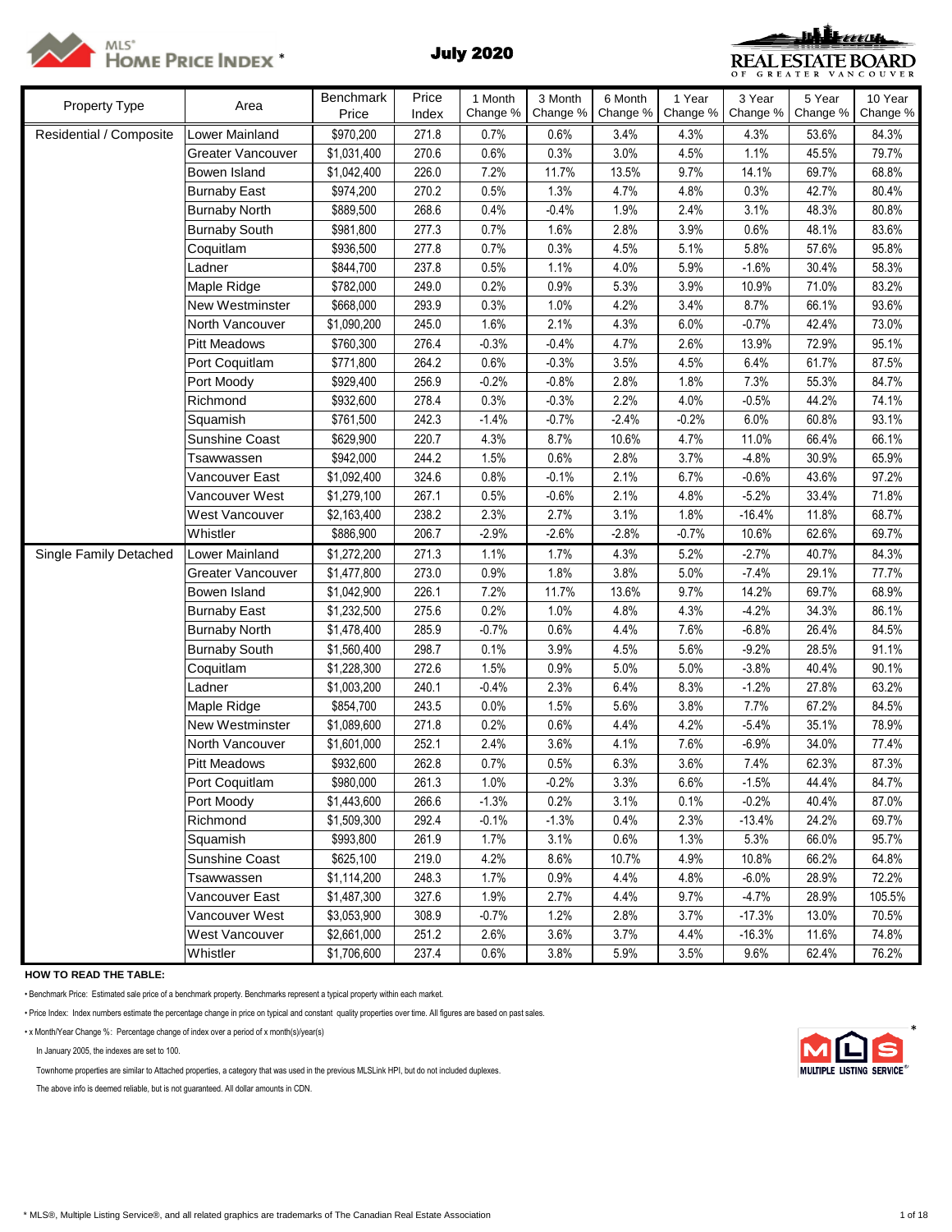# July 2020

| Property Type | Area | Benchmark Price | Price Index | 1 Month Change % | 3 Month Change % | 6 Month Change % | 1 Year Change % | 3 Year Change % | 5 Year Change % | 10 Year Change % |
|---|---|---|---|---|---|---|---|---|---|---|
| Residential / Composite | Lower Mainland | $970,200 | 271.8 | 0.7% | 0.6% | 3.4% | 4.3% | 4.3% | 53.6% | 84.3% |
| | Greater Vancouver | $1,031,400 | 270.6 | 0.6% | 0.3% | 3.0% | 4.5% | 1.1% | 45.5% | 79.7% |
| | Bowen Island | $1,042,400 | 226.0 | 7.2% | 11.7% | 13.5% | 9.7% | 14.1% | 69.7% | 68.8% |
| | Burnaby East | $974,200 | 270.2 | 0.5% | 1.3% | 4.7% | 4.8% | 0.3% | 42.7% | 80.4% |
| | Burnaby North | $889,500 | 268.6 | 0.4% | -0.4% | 1.9% | 2.4% | 3.1% | 48.3% | 80.8% |
| | Burnaby South | $981,800 | 277.3 | 0.7% | 1.6% | 2.8% | 3.9% | 0.6% | 48.1% | 83.6% |
| | Coquitlam | $936,500 | 277.8 | 0.7% | 0.3% | 4.5% | 5.1% | 5.8% | 57.6% | 95.8% |
| | Ladner | $844,700 | 237.8 | 0.5% | 1.1% | 4.0% | 5.9% | -1.6% | 30.4% | 58.3% |
| | Maple Ridge | $782,000 | 249.0 | 0.2% | 0.9% | 5.3% | 3.9% | 10.9% | 71.0% | 83.2% |
| | New Westminster | $668,000 | 293.9 | 0.3% | 1.0% | 4.2% | 3.4% | 8.7% | 66.1% | 93.6% |
| | North Vancouver | $1,090,200 | 245.0 | 1.6% | 2.1% | 4.3% | 6.0% | -0.7% | 42.4% | 73.0% |
| | Pitt Meadows | $760,300 | 276.4 | -0.3% | -0.4% | 4.7% | 2.6% | 13.9% | 72.9% | 95.1% |
| | Port Coquitlam | $771,800 | 264.2 | 0.6% | -0.3% | 3.5% | 4.5% | 6.4% | 61.7% | 87.5% |
| | Port Moody | $929,400 | 256.9 | -0.2% | -0.8% | 2.8% | 1.8% | 7.3% | 55.3% | 84.7% |
| | Richmond | $932,600 | 278.4 | 0.3% | -0.3% | 2.2% | 4.0% | -0.5% | 44.2% | 74.1% |
| | Squamish | $761,500 | 242.3 | -1.4% | -0.7% | -2.4% | -0.2% | 6.0% | 60.8% | 93.1% |
| | Sunshine Coast | $629,900 | 220.7 | 4.3% | 8.7% | 10.6% | 4.7% | 11.0% | 66.4% | 66.1% |
| | Tsawwassen | $942,000 | 244.2 | 1.5% | 0.6% | 2.8% | 3.7% | -4.8% | 30.9% | 65.9% |
| | Vancouver East | $1,092,400 | 324.6 | 0.8% | -0.1% | 2.1% | 6.7% | -0.6% | 43.6% | 97.2% |
| | Vancouver West | $1,279,100 | 267.1 | 0.5% | -0.6% | 2.1% | 4.8% | -5.2% | 33.4% | 71.8% |
| | West Vancouver | $2,163,400 | 238.2 | 2.3% | 2.7% | 3.1% | 1.8% | -16.4% | 11.8% | 68.7% |
| | Whistler | $886,900 | 206.7 | -2.9% | -2.6% | -2.8% | -0.7% | 10.6% | 62.6% | 69.7% |
| Single Family Detached | Lower Mainland | $1,272,200 | 271.3 | 1.1% | 1.7% | 4.3% | 5.2% | -2.7% | 40.7% | 84.3% |
| | Greater Vancouver | $1,477,800 | 273.0 | 0.9% | 1.8% | 3.8% | 5.0% | -7.4% | 29.1% | 77.7% |
| | Bowen Island | $1,042,900 | 226.1 | 7.2% | 11.7% | 13.6% | 9.7% | 14.2% | 69.7% | 68.9% |
| | Burnaby East | $1,232,500 | 275.6 | 0.2% | 1.0% | 4.8% | 4.3% | -4.2% | 34.3% | 86.1% |
| | Burnaby North | $1,478,400 | 285.9 | -0.7% | 0.6% | 4.4% | 7.6% | -6.8% | 26.4% | 84.5% |
| | Burnaby South | $1,560,400 | 298.7 | 0.1% | 3.9% | 4.5% | 5.6% | -9.2% | 28.5% | 91.1% |
| | Coquitlam | $1,228,300 | 272.6 | 1.5% | 0.9% | 5.0% | 5.0% | -3.8% | 40.4% | 90.1% |
| | Ladner | $1,003,200 | 240.1 | -0.4% | 2.3% | 6.4% | 8.3% | -1.2% | 27.8% | 63.2% |
| | Maple Ridge | $854,700 | 243.5 | 0.0% | 1.5% | 5.6% | 3.8% | 7.7% | 67.2% | 84.5% |
| | New Westminster | $1,089,600 | 271.8 | 0.2% | 0.6% | 4.4% | 4.2% | -5.4% | 35.1% | 78.9% |
| | North Vancouver | $1,601,000 | 252.1 | 2.4% | 3.6% | 4.1% | 7.6% | -6.9% | 34.0% | 77.4% |
| | Pitt Meadows | $932,600 | 262.8 | 0.7% | 0.5% | 6.3% | 3.6% | 7.4% | 62.3% | 87.3% |
| | Port Coquitlam | $980,000 | 261.3 | 1.0% | -0.2% | 3.3% | 6.6% | -1.5% | 44.4% | 84.7% |
| | Port Moody | $1,443,600 | 266.6 | -1.3% | 0.2% | 3.1% | 0.1% | -0.2% | 40.4% | 87.0% |
| | Richmond | $1,509,300 | 292.4 | -0.1% | -1.3% | 0.4% | 2.3% | -13.4% | 24.2% | 69.7% |
| | Squamish | $993,800 | 261.9 | 1.7% | 3.1% | 0.6% | 1.3% | 5.3% | 66.0% | 95.7% |
| | Sunshine Coast | $625,100 | 219.0 | 4.2% | 8.6% | 10.7% | 4.9% | 10.8% | 66.2% | 64.8% |
| | Tsawwassen | $1,114,200 | 248.3 | 1.7% | 0.9% | 4.4% | 4.8% | -6.0% | 28.9% | 72.2% |
| | Vancouver East | $1,487,300 | 327.6 | 1.9% | 2.7% | 4.4% | 9.7% | -4.7% | 28.9% | 105.5% |
| | Vancouver West | $3,053,900 | 308.9 | -0.7% | 1.2% | 2.8% | 3.7% | -17.3% | 13.0% | 70.5% |
| | West Vancouver | $2,661,000 | 251.2 | 2.6% | 3.6% | 3.7% | 4.4% | -16.3% | 11.6% | 74.8% |
| | Whistler | $1,706,600 | 237.4 | 0.6% | 3.8% | 5.9% | 3.5% | 9.6% | 62.4% | 76.2% |

**HOW TO READ THE TABLE:**

• Benchmark Price: Estimated sale price of a benchmark property. Benchmarks represent a typical property within each market.

• Price Index: Index numbers estimate the percentage change in price on typical and constant quality properties over time. All figures are based on past sales.

• x Month/Year Change %: Percentage change of index over a period of x month(s)/year(s)

In January 2005, the indexes are set to 100.

Townhome properties are similar to Attached properties, a category that was used in the previous MLSLink HPI, but do not included duplexes.

The above info is deemed reliable, but is not guaranteed. All dollar amounts in CDN.

* MLS®, Multiple Listing Service®, and all related graphics are trademarks of The Canadian Real Estate Association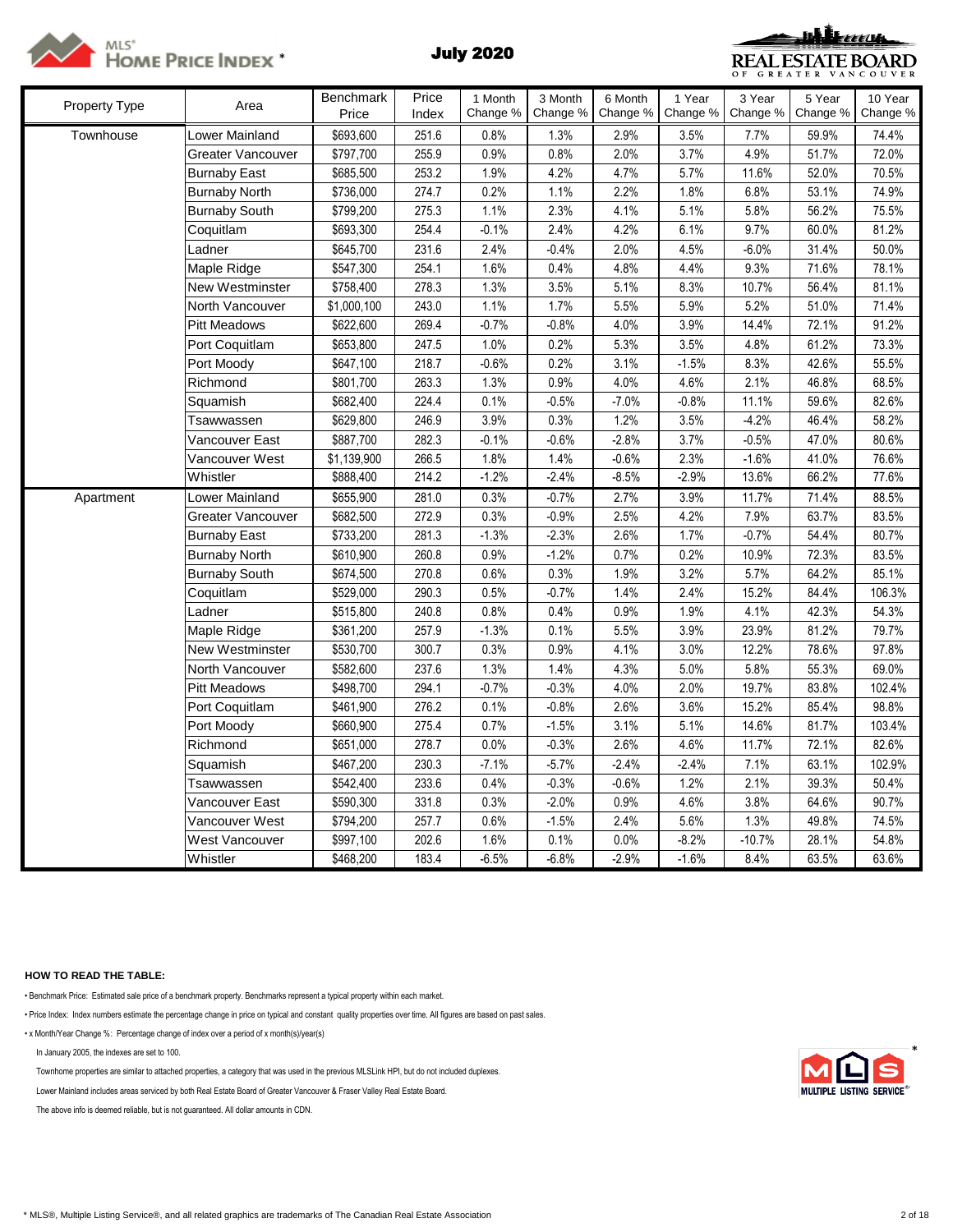# MLS® HOME PRICE INDEX *

## July 2020

| Property Type | Area | Benchmark Price | Price Index | 1 Month Change % | 3 Month Change % | 6 Month Change % | 1 Year Change % | 3 Year Change % | 5 Year Change % | 10 Year Change % |
|---|---|---|---|---|---|---|---|---|---|---|
| Townhouse | Lower Mainland | $693,600 | 251.6 | 0.8% | 1.3% | 2.9% | 3.5% | 7.7% | 59.9% | 74.4% |
| | Greater Vancouver | $797,700 | 255.9 | 0.9% | 0.8% | 2.0% | 3.7% | 4.9% | 51.7% | 72.0% |
| | Burnaby East | $685,500 | 253.2 | 1.9% | 4.2% | 4.7% | 5.7% | 11.6% | 52.0% | 70.5% |
| | Burnaby North | $736,000 | 274.7 | 0.2% | 1.1% | 2.2% | 1.8% | 6.8% | 53.1% | 74.9% |
| | Burnaby South | $799,200 | 275.3 | 1.1% | 2.3% | 4.1% | 5.1% | 5.8% | 56.2% | 75.5% |
| | Coquitlam | $693,300 | 254.4 | -0.1% | 2.4% | 4.2% | 6.1% | 9.7% | 60.0% | 81.2% |
| | Ladner | $645,700 | 231.6 | 2.4% | -0.4% | 2.0% | 4.5% | -6.0% | 31.4% | 50.0% |
| | Maple Ridge | $547,300 | 254.1 | 1.6% | 0.4% | 4.8% | 4.4% | 9.3% | 71.6% | 78.1% |
| | New Westminster | $758,400 | 278.3 | 1.3% | 3.5% | 5.1% | 8.3% | 10.7% | 56.4% | 81.1% |
| | North Vancouver | $1,000,100 | 243.0 | 1.1% | 1.7% | 5.5% | 5.9% | 5.2% | 51.0% | 71.4% |
| | Pitt Meadows | $622,600 | 269.4 | -0.7% | -0.8% | 4.0% | 3.9% | 14.4% | 72.1% | 91.2% |
| | Port Coquitlam | $653,800 | 247.5 | 1.0% | 0.2% | 5.3% | 3.5% | 4.8% | 61.2% | 73.3% |
| | Port Moody | $647,100 | 218.7 | -0.6% | 0.2% | 3.1% | -1.5% | 8.3% | 42.6% | 55.5% |
| | Richmond | $801,700 | 263.3 | 1.3% | 0.9% | 4.0% | 4.6% | 2.1% | 46.8% | 68.5% |
| | Squamish | $682,400 | 224.4 | 0.1% | -0.5% | -7.0% | -0.8% | 11.1% | 59.6% | 82.6% |
| | Tsawwassen | $629,800 | 246.9 | 3.9% | 0.3% | 1.2% | 3.5% | -4.2% | 46.4% | 58.2% |
| | Vancouver East | $887,700 | 282.3 | -0.1% | -0.6% | -2.8% | 3.7% | -0.5% | 47.0% | 80.6% |
| | Vancouver West | $1,139,900 | 266.5 | 1.8% | 1.4% | -0.6% | 2.3% | -1.6% | 41.0% | 76.6% |
| | Whistler | $888,400 | 214.2 | -1.2% | -2.4% | -8.5% | -2.9% | 13.6% | 66.2% | 77.6% |
| Apartment | Lower Mainland | $655,900 | 281.0 | 0.3% | -0.7% | 2.7% | 3.9% | 11.7% | 71.4% | 88.5% |
| | Greater Vancouver | $682,500 | 272.9 | 0.3% | -0.9% | 2.5% | 4.2% | 7.9% | 63.7% | 83.5% |
| | Burnaby East | $733,200 | 281.3 | -1.3% | -2.3% | 2.6% | 1.7% | -0.7% | 54.4% | 80.7% |
| | Burnaby North | $610,900 | 260.8 | 0.9% | -1.2% | 0.7% | 0.2% | 10.9% | 72.3% | 83.5% |
| | Burnaby South | $674,500 | 270.8 | 0.6% | 0.3% | 1.9% | 3.2% | 5.7% | 64.2% | 85.1% |
| | Coquitlam | $529,000 | 290.3 | 0.5% | -0.7% | 1.4% | 2.4% | 15.2% | 84.4% | 106.3% |
| | Ladner | $515,800 | 240.8 | 0.8% | 0.4% | 0.9% | 1.9% | 4.1% | 42.3% | 54.3% |
| | Maple Ridge | $361,200 | 257.9 | -1.3% | 0.1% | 5.5% | 3.9% | 23.9% | 81.2% | 79.7% |
| | New Westminster | $530,700 | 300.7 | 0.3% | 0.9% | 4.1% | 3.0% | 12.2% | 78.6% | 97.8% |
| | North Vancouver | $582,600 | 237.6 | 1.3% | 1.4% | 4.3% | 5.0% | 5.8% | 55.3% | 69.0% |
| | Pitt Meadows | $498,700 | 294.1 | -0.7% | -0.3% | 4.0% | 2.0% | 19.7% | 83.8% | 102.4% |
| | Port Coquitlam | $461,900 | 276.2 | 0.1% | -0.8% | 2.6% | 3.6% | 15.2% | 85.4% | 98.8% |
| | Port Moody | $660,900 | 275.4 | 0.7% | -1.5% | 3.1% | 5.1% | 14.6% | 81.7% | 103.4% |
| | Richmond | $651,000 | 278.7 | 0.0% | -0.3% | 2.6% | 4.6% | 11.7% | 72.1% | 82.6% |
| | Squamish | $467,200 | 230.3 | -7.1% | -5.7% | -2.4% | -2.4% | 7.1% | 63.1% | 102.9% |
| | Tsawwassen | $542,400 | 233.6 | 0.4% | -0.3% | -0.6% | 1.2% | 2.1% | 39.3% | 50.4% |
| | Vancouver East | $590,300 | 331.8 | 0.3% | -2.0% | 0.9% | 4.6% | 3.8% | 64.6% | 90.7% |
| | Vancouver West | $794,200 | 257.7 | 0.6% | -1.5% | 2.4% | 5.6% | 1.3% | 49.8% | 74.5% |
| | West Vancouver | $997,100 | 202.6 | 1.6% | 0.1% | 0.0% | -8.2% | -10.7% | 28.1% | 54.8% |
| | Whistler | $468,200 | 183.4 | -6.5% | -6.8% | -2.9% | -1.6% | 8.4% | 63.5% | 63.6% |

**HOW TO READ THE TABLE:**

- Benchmark Price: Estimated sale price of a benchmark property. Benchmarks represent a typical property within each market.
- Price Index: Index numbers estimate the percentage change in price on typical and constant quality properties over time. All figures are based on past sales.
- x Month/Year Change %: Percentage change of index over a period of x month(s)/year(s)

In January 2005, the indexes are set to 100.

Townhome properties are similar to attached properties, a category that was used in the previous MLSLink HPI, but do not included duplexes.

Lower Mainland includes areas serviced by both Real Estate Board of Greater Vancouver & Fraser Valley Real Estate Board.

The above info is deemed reliable, but is not guaranteed. All dollar amounts in CDN.

* MLS®, Multiple Listing Service®, and all related graphics are trademarks of The Canadian Real Estate Association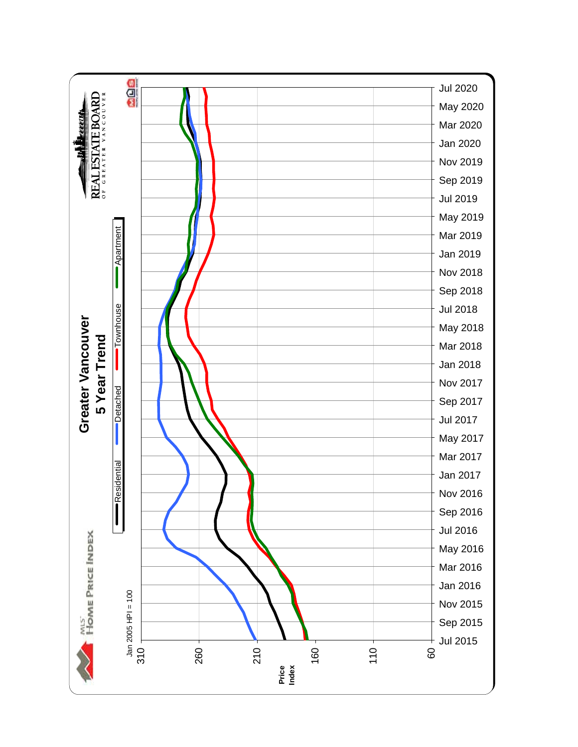# Greater Vancouver
## 5 Year Trend

MLS® HOME PRICE INDEX

REAL ESTATE BOARD OF GREATER VANCOUVER

Legend: Residential, Detached, Townhouse, Apartment

Jan 2005 HPI = 100

Price Index: 310, 260, 210, 160, 110, 60

Jul 2015, Sep 2015, Nov 2015, Jan 2016, Mar 2016, May 2016, Jul 2016, Sep 2016, Nov 2016, Jan 2017, Mar 2017, May 2017, Jul 2017, Sep 2017, Nov 2017, Jan 2018, Mar 2018, May 2018, Jul 2018, Sep 2018, Nov 2018, Jan 2019, Mar 2019, May 2019, Jul 2019, Sep 2019, Nov 2019, Jan 2020, Mar 2020, May 2020, Jul 2020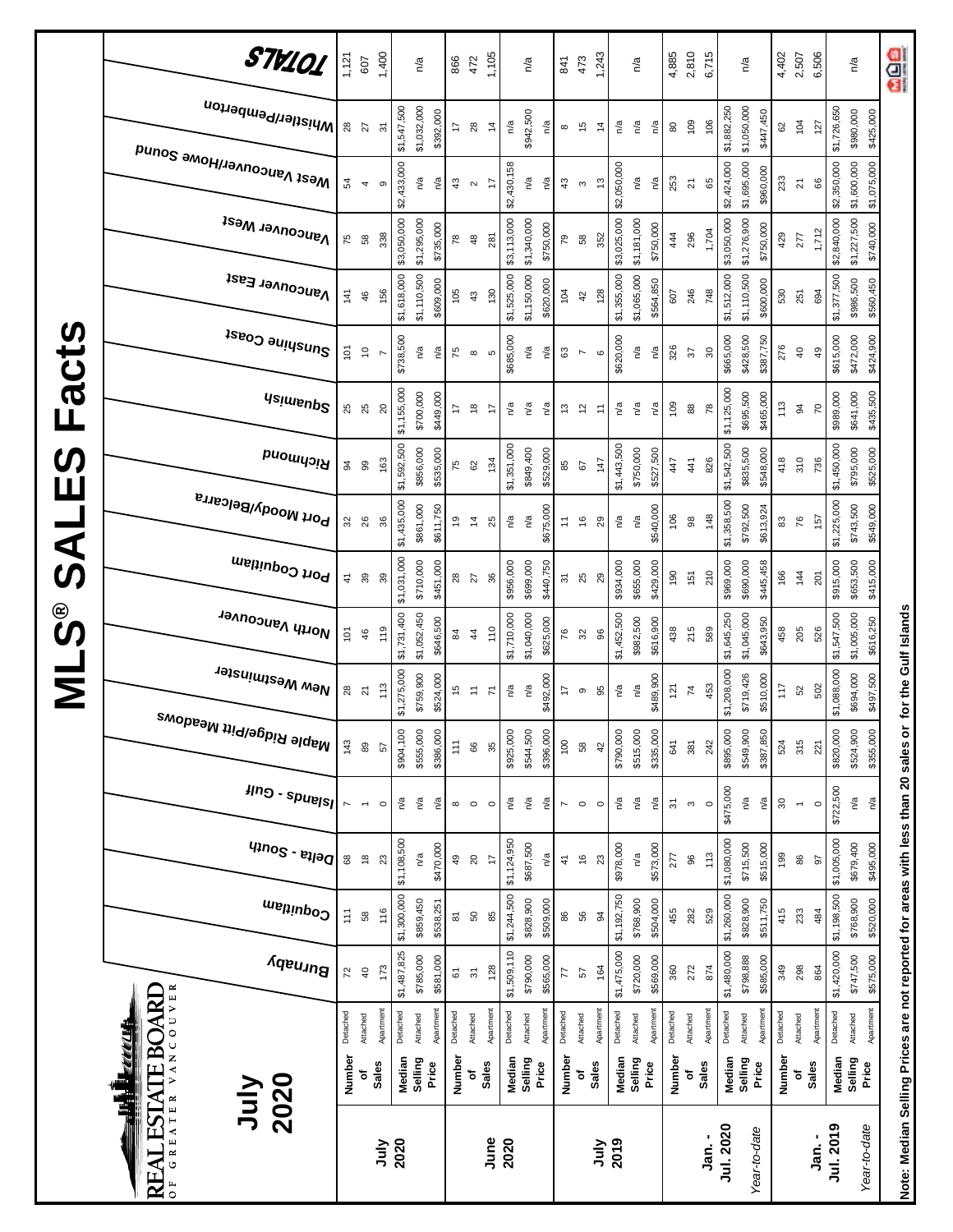# MLS® SALES Facts

REAL ESTATE BOARD OF GREATER VANCOUVER

## July 2020

| Period | Metric | Type | Burnaby | Coquitlam | Delta - South | Islands - Gulf | Maple Ridge/Pitt Meadows | New Westminster | North Vancouver | Port Coquitlam | Port Moody/Belcarra | Richmond | Squamish | Sunshine Coast | Vancouver East | Vancouver West | West Vancouver/Howe Sound | Whistler/Pemberton | TOTALS |
|---|---|---|---|---|---|---|---|---|---|---|---|---|---|---|---|---|---|---|---|
| July 2020 | Number of Sales | Detached | 72 | 111 | 68 | 7 | 143 | 28 | 101 | 41 | 32 | 94 | 25 | 101 | 141 | 75 | 54 | 28 | 1,121 |
| | | Attached | 40 | 58 | 18 | 1 | 89 | 21 | 46 | 39 | 26 | 99 | 25 | 10 | 46 | 58 | 4 | 27 | 607 |
| | | Apartment | 173 | 116 | 23 | 0 | 57 | 113 | 119 | 39 | 36 | 163 | 20 | 7 | 156 | 338 | 9 | 31 | 1,400 |
| | Median Selling Price | Detached | $1,487,825 | $1,300,000 | $1,108,500 | n/a | $904,100 | $1,275,000 | $1,731,400 | $1,031,000 | $1,435,000 | $1,592,500 | $1,155,000 | $738,500 | $1,618,000 | $3,050,000 | $2,433,000 | $1,547,500 | n/a |
| | | Attached | $785,000 | $859,450 | n/a | n/a | $555,000 | $759,900 | $1,052,450 | $710,000 | $861,000 | $856,000 | $700,000 | n/a | $1,110,500 | $1,295,000 | n/a | $1,032,000 | |
| | | Apartment | $581,000 | $538,251 | $470,000 | n/a | $386,000 | $524,000 | $646,500 | $451,000 | $611,750 | $535,000 | $449,000 | n/a | $609,000 | $735,000 | n/a | $392,000 | |
| June 2020 | Number of Sales | Detached | 61 | 81 | 49 | 8 | 111 | 15 | 84 | 28 | 19 | 75 | 17 | 75 | 105 | 78 | 43 | 17 | 866 |
| | | Attached | 31 | 50 | 20 | 0 | 66 | 11 | 44 | 27 | 14 | 62 | 18 | 8 | 43 | 48 | 2 | 28 | 472 |
| | | Apartment | 128 | 85 | 17 | 0 | 35 | 71 | 110 | 36 | 25 | 134 | 17 | 5 | 130 | 281 | 17 | 14 | 1,105 |
| | Median Selling Price | Detached | $1,509,110 | $1,244,500 | $1,124,950 | n/a | $925,000 | n/a | $1,710,000 | $956,000 | n/a | $1,351,000 | n/a | $685,000 | $1,525,000 | $3,113,000 | $2,430,158 | n/a | n/a |
| | | Attached | $790,000 | $828,900 | $687,500 | n/a | $544,500 | n/a | $1,040,000 | $699,000 | n/a | $849,400 | n/a | n/a | $1,150,000 | $1,340,000 | n/a | $942,500 | |
| | | Apartment | $565,000 | $509,000 | n/a | n/a | $396,000 | $492,000 | $625,000 | $440,750 | $675,000 | $529,000 | n/a | n/a | $620,000 | $750,000 | n/a | n/a | |
| July 2019 | Number of Sales | Detached | 77 | 86 | 41 | 7 | 100 | 17 | 76 | 31 | 11 | 85 | 13 | 63 | 104 | 79 | 43 | 8 | 841 |
| | | Attached | 57 | 56 | 16 | 0 | 58 | 9 | 32 | 25 | 16 | 67 | 12 | 7 | 42 | 58 | 3 | 15 | 473 |
| | | Apartment | 164 | 94 | 23 | 0 | 42 | 95 | 96 | 29 | 29 | 147 | 11 | 6 | 128 | 352 | 13 | 14 | 1,243 |
| | Median Selling Price | Detached | $1,475,000 | $1,192,750 | $978,000 | n/a | $790,000 | n/a | $1,452,500 | $934,000 | n/a | $1,443,500 | n/a | $620,000 | $1,355,000 | $3,025,000 | $2,050,000 | n/a | n/a |
| | | Attached | $720,000 | $768,900 | n/a | n/a | $515,000 | n/a | $982,500 | $655,000 | n/a | $750,000 | n/a | n/a | $1,065,000 | $1,181,000 | n/a | n/a | |
| | | Apartment | $569,000 | $504,000 | $573,000 | n/a | $335,000 | $489,900 | $616,900 | $429,000 | $540,000 | $527,500 | n/a | n/a | $564,850 | $750,000 | n/a | n/a | |
| Jan. - Jul. 2020 | Number of Sales | Detached | 360 | 455 | 277 | 31 | 641 | 121 | 438 | 190 | 106 | 447 | 109 | 326 | 607 | 444 | 253 | 80 | 4,885 |
| | | Attached | 272 | 282 | 96 | 3 | 381 | 74 | 215 | 151 | 98 | 441 | 88 | 37 | 246 | 296 | 21 | 109 | 2,810 |
| | | Apartment | 874 | 529 | 113 | 0 | 242 | 453 | 589 | 210 | 148 | 826 | 78 | 30 | 748 | 1,704 | 65 | 106 | 6,715 |
| *Year-to-date* | Median Selling Price | Detached | $1,480,000 | $1,260,000 | $1,080,000 | $475,000 | $895,000 | $1,208,000 | $1,645,250 | $969,000 | $1,358,500 | $1,542,500 | $1,125,000 | $665,000 | $1,512,000 | $3,050,000 | $2,424,000 | $1,882,250 | n/a |
| | | Attached | $798,888 | $828,900 | $715,500 | n/a | $549,900 | $719,426 | $1,045,000 | $690,000 | $792,500 | $835,500 | $695,500 | $428,500 | $1,110,500 | $1,276,900 | $1,695,000 | $1,050,000 | |
| | | Apartment | $585,000 | $511,750 | $515,000 | n/a | $387,850 | $510,000 | $643,950 | $445,458 | $613,924 | $548,000 | $465,000 | $387,750 | $600,000 | $750,000 | $960,000 | $447,450 | |
| Jan. - Jul. 2019 | Number of Sales | Detached | 349 | 415 | 199 | 30 | 524 | 117 | 458 | 166 | 83 | 418 | 113 | 276 | 530 | 429 | 233 | 62 | 4,402 |
| | | Attached | 298 | 233 | 86 | 1 | 315 | 52 | 205 | 144 | 76 | 310 | 94 | 40 | 251 | 277 | 21 | 104 | 2,507 |
| | | Apartment | 864 | 484 | 97 | 0 | 221 | 502 | 526 | 201 | 157 | 736 | 70 | 49 | 694 | 1,712 | 66 | 127 | 6,506 |
| *Year-to-date* | Median Selling Price | Detached | $1,420,000 | $1,198,500 | $1,005,000 | $722,500 | $820,000 | $1,088,000 | $1,547,500 | $915,000 | $1,225,000 | $1,450,000 | $989,000 | $615,000 | $1,377,500 | $2,840,000 | $2,350,000 | $1,726,650 | n/a |
| | | Attached | $747,500 | $769,900 | $679,400 | n/a | $524,900 | $694,000 | $1,005,000 | $653,500 | $743,500 | $795,000 | $641,000 | $472,000 | $986,500 | $1,227,500 | $1,600,000 | $980,000 | |
| | | Apartment | $575,000 | $520,000 | $495,000 | n/a | $355,000 | $497,500 | $616,250 | $415,000 | $549,000 | $525,000 | $435,500 | $424,900 | $560,450 | $740,000 | $1,075,000 | $425,000 | |

**Note: Median Selling Prices are not reported for areas with less than 20 sales or for the Gulf Islands**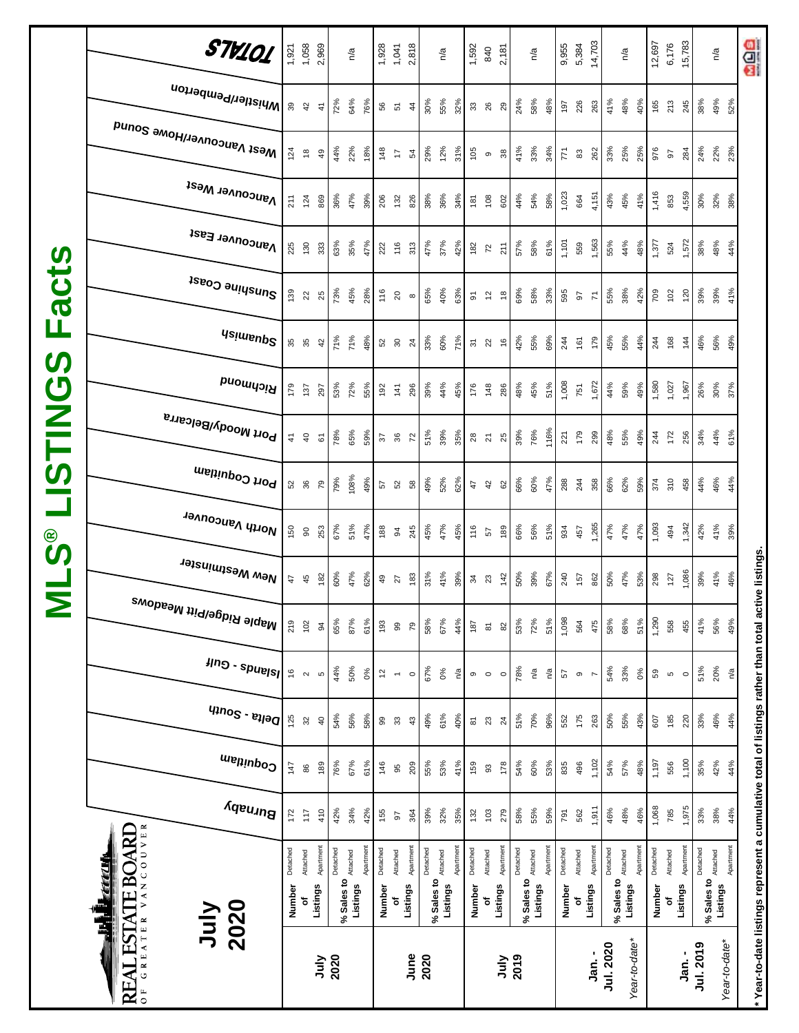# MLS® LISTINGS Facts

REAL ESTATE BOARD OF GREATER VANCOUVER

## July 2020

| Period | Measure | Type | Burnaby | Coquitlam | Delta - South | Islands - Gulf | Maple Ridge/Pitt Meadows | New Westminster | North Vancouver | Port Coquitlam | Port Moody/Belcarra | Richmond | Squamish | Sunshine Coast | Vancouver East | Vancouver West | West Vancouver/Howe Sound | Whistler/Pemberton | TOTALS |
|---|---|---|---|---|---|---|---|---|---|---|---|---|---|---|---|---|---|---|---|
| July 2020 | Number of Listings | Detached | 172 | 147 | 125 | 16 | 219 | 47 | 150 | 52 | 41 | 179 | 35 | 139 | 225 | 211 | 124 | 39 | 1,921 |
| | | Attached | 117 | 86 | 32 | 2 | 102 | 45 | 90 | 36 | 40 | 137 | 35 | 22 | 130 | 124 | 18 | 42 | 1,058 |
| | | Apartment | 410 | 189 | 40 | 5 | 94 | 182 | 253 | 79 | 61 | 297 | 42 | 25 | 333 | 869 | 49 | 41 | 2,969 |
| | % Sales to Listings | Detached | 42% | 76% | 54% | 44% | 65% | 60% | 67% | 79% | 78% | 53% | 71% | 73% | 63% | 36% | 44% | 72% | n/a |
| | | Attached | 34% | 67% | 56% | 50% | 87% | 47% | 51% | 108% | 65% | 72% | 71% | 45% | 35% | 47% | 22% | 64% | |
| | | Apartment | 42% | 61% | 58% | 0% | 61% | 62% | 47% | 49% | 59% | 55% | 48% | 28% | 47% | 39% | 18% | 76% | |
| June 2020 | Number of Listings | Detached | 155 | 146 | 99 | 12 | 193 | 49 | 188 | 57 | 37 | 192 | 52 | 116 | 222 | 206 | 148 | 56 | 1,928 |
| | | Attached | 97 | 95 | 33 | 1 | 99 | 27 | 94 | 52 | 36 | 141 | 30 | 20 | 116 | 132 | 17 | 51 | 1,041 |
| | | Apartment | 364 | 209 | 43 | 0 | 79 | 183 | 245 | 58 | 72 | 296 | 24 | 8 | 313 | 826 | 54 | 44 | 2,818 |
| | % Sales to Listings | Detached | 39% | 55% | 49% | 67% | 58% | 31% | 45% | 49% | 51% | 39% | 33% | 65% | 47% | 38% | 29% | 30% | n/a |
| | | Attached | 32% | 53% | 61% | 0% | 67% | 41% | 47% | 52% | 39% | 44% | 60% | 40% | 37% | 36% | 12% | 55% | |
| | | Apartment | 35% | 41% | 40% | n/a | 44% | 39% | 45% | 62% | 35% | 45% | 71% | 63% | 42% | 34% | 31% | 32% | |
| July 2019 | Number of Listings | Detached | 132 | 159 | 81 | 9 | 187 | 34 | 116 | 47 | 28 | 176 | 31 | 91 | 182 | 181 | 105 | 33 | 1,592 |
| | | Attached | 103 | 93 | 23 | 0 | 81 | 23 | 57 | 42 | 21 | 148 | 22 | 12 | 72 | 108 | 9 | 26 | 840 |
| | | Apartment | 279 | 178 | 24 | 0 | 82 | 142 | 189 | 62 | 25 | 286 | 16 | 18 | 211 | 602 | 38 | 29 | 2,181 |
| | % Sales to Listings | Detached | 58% | 54% | 51% | 78% | 53% | 50% | 66% | 66% | 39% | 48% | 42% | 69% | 57% | 44% | 41% | 24% | n/a |
| | | Attached | 55% | 60% | 70% | n/a | 72% | 39% | 56% | 60% | 76% | 45% | 55% | 58% | 58% | 54% | 33% | 58% | |
| | | Apartment | 59% | 53% | 96% | n/a | 51% | 67% | 51% | 47% | 116% | 51% | 69% | 33% | 61% | 58% | 34% | 48% | |
| Jan. - Jul. 2020 | Number of Listings | Detached | 791 | 835 | 552 | 57 | 1,098 | 240 | 934 | 288 | 221 | 1,008 | 244 | 595 | 1,101 | 1,023 | 771 | 197 | 9,955 |
| | | Attached | 562 | 496 | 175 | 9 | 564 | 157 | 457 | 244 | 179 | 751 | 161 | 97 | 559 | 664 | 83 | 226 | 5,384 |
| | | Apartment | 1,911 | 1,102 | 263 | 7 | 475 | 862 | 1,265 | 358 | 299 | 1,672 | 179 | 71 | 1,563 | 4,151 | 262 | 263 | 14,703 |
| Year-to-date* | % Sales to Listings | Detached | 46% | 54% | 50% | 54% | 58% | 50% | 47% | 66% | 48% | 44% | 45% | 55% | 55% | 43% | 33% | 41% | n/a |
| | | Attached | 48% | 57% | 55% | 33% | 68% | 47% | 47% | 62% | 55% | 59% | 55% | 38% | 44% | 45% | 25% | 48% | |
| | | Apartment | 46% | 48% | 43% | 0% | 51% | 53% | 47% | 59% | 49% | 49% | 44% | 42% | 48% | 41% | 25% | 40% | |
| Jan. - Jul. 2019 | Number of Listings | Detached | 1,068 | 1,197 | 607 | 59 | 1,290 | 298 | 1,093 | 374 | 244 | 1,580 | 244 | 709 | 1,377 | 1,416 | 976 | 165 | 12,697 |
| | | Attached | 785 | 556 | 185 | 5 | 558 | 127 | 494 | 310 | 172 | 1,027 | 168 | 102 | 524 | 853 | 97 | 213 | 6,176 |
| | | Apartment | 1,975 | 1,100 | 220 | 0 | 455 | 1,086 | 1,342 | 458 | 256 | 1,967 | 144 | 120 | 1,572 | 4,559 | 284 | 245 | 15,783 |
| Year-to-date* | % Sales to Listings | Detached | 33% | 35% | 33% | 51% | 41% | 39% | 42% | 44% | 34% | 26% | 46% | 39% | 38% | 30% | 24% | 38% | n/a |
| | | Attached | 38% | 42% | 46% | 20% | 56% | 41% | 41% | 46% | 44% | 30% | 56% | 39% | 48% | 32% | 22% | 49% | |
| | | Apartment | 44% | 44% | 44% | n/a | 49% | 46% | 39% | 44% | 61% | 37% | 49% | 41% | 44% | 38% | 23% | 52% | |

\* Year-to-date listings represent a cumulative total of listings rather than total active listings.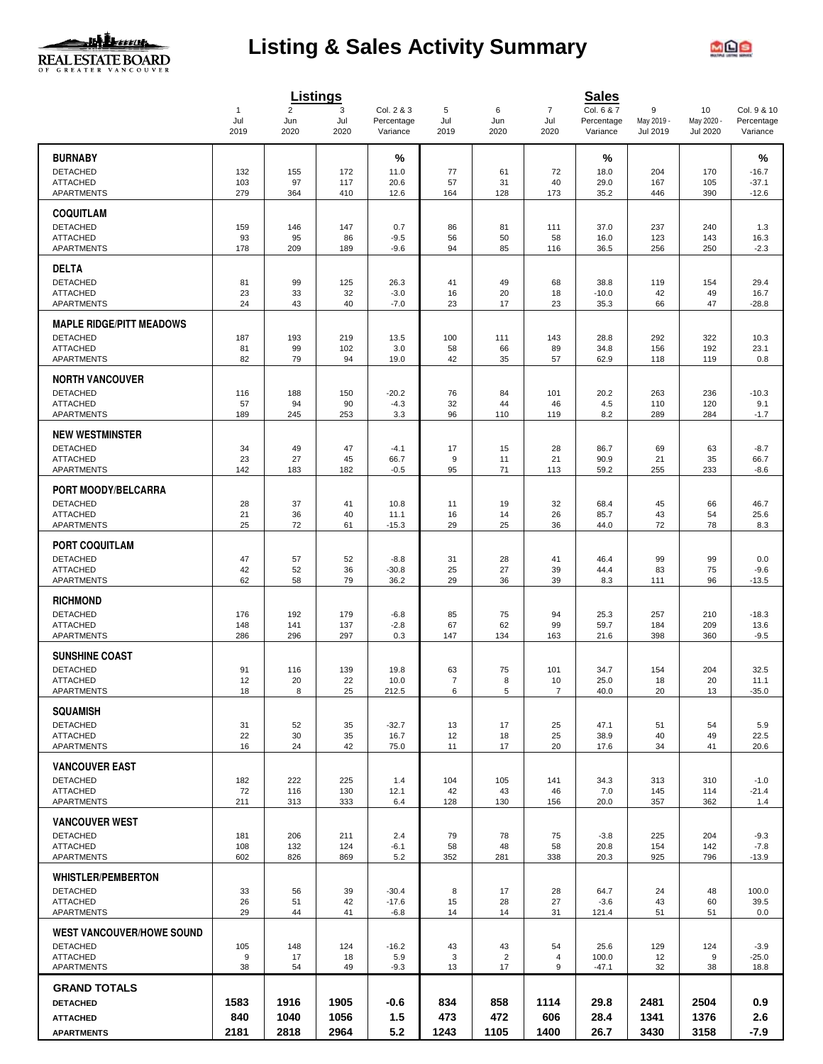# Listing & Sales Activity Summary

| | Listings | | | | Sales | | | | | | |
|---|---|---|---|---|---|---|---|---|---|---|---|
| | 1 Jul 2019 | 2 Jun 2020 | 3 Jul 2020 | Col. 2 & 3 Percentage Variance | 5 Jul 2019 | 6 Jun 2020 | 7 Jul 2020 | Col. 6 & 7 Percentage Variance | 9 May 2019 - Jul 2019 | 10 May 2020 - Jul 2020 | Col. 9 & 10 Percentage Variance |
| **BURNABY** | | | | % | | | | % | | | % |
| DETACHED | 132 | 155 | 172 | 11.0 | 77 | 61 | 72 | 18.0 | 204 | 170 | -16.7 |
| ATTACHED | 103 | 97 | 117 | 20.6 | 57 | 31 | 40 | 29.0 | 167 | 105 | -37.1 |
| APARTMENTS | 279 | 364 | 410 | 12.6 | 164 | 128 | 173 | 35.2 | 446 | 390 | -12.6 |
| **COQUITLAM** | | | | | | | | | | | |
| DETACHED | 159 | 146 | 147 | 0.7 | 86 | 81 | 111 | 37.0 | 237 | 240 | 1.3 |
| ATTACHED | 93 | 95 | 86 | -9.5 | 56 | 50 | 58 | 16.0 | 123 | 143 | 16.3 |
| APARTMENTS | 178 | 209 | 189 | -9.6 | 94 | 85 | 116 | 36.5 | 256 | 250 | -2.3 |
| **DELTA** | | | | | | | | | | | |
| DETACHED | 81 | 99 | 125 | 26.3 | 41 | 49 | 68 | 38.8 | 119 | 154 | 29.4 |
| ATTACHED | 23 | 33 | 32 | -3.0 | 16 | 20 | 18 | -10.0 | 42 | 49 | 16.7 |
| APARTMENTS | 24 | 43 | 40 | -7.0 | 23 | 17 | 23 | 35.3 | 66 | 47 | -28.8 |
| **MAPLE RIDGE/PITT MEADOWS** | | | | | | | | | | | |
| DETACHED | 187 | 193 | 219 | 13.5 | 100 | 111 | 143 | 28.8 | 292 | 322 | 10.3 |
| ATTACHED | 81 | 99 | 102 | 3.0 | 58 | 66 | 89 | 34.8 | 156 | 192 | 23.1 |
| APARTMENTS | 82 | 79 | 94 | 19.0 | 42 | 35 | 57 | 62.9 | 118 | 119 | 0.8 |
| **NORTH VANCOUVER** | | | | | | | | | | | |
| DETACHED | 116 | 188 | 150 | -20.2 | 76 | 84 | 101 | 20.2 | 263 | 236 | -10.3 |
| ATTACHED | 57 | 94 | 90 | -4.3 | 32 | 44 | 46 | 4.5 | 110 | 120 | 9.1 |
| APARTMENTS | 189 | 245 | 253 | 3.3 | 96 | 110 | 119 | 8.2 | 289 | 284 | -1.7 |
| **NEW WESTMINSTER** | | | | | | | | | | | |
| DETACHED | 34 | 49 | 47 | -4.1 | 17 | 15 | 28 | 86.7 | 69 | 63 | -8.7 |
| ATTACHED | 23 | 27 | 45 | 66.7 | 9 | 11 | 21 | 90.9 | 21 | 35 | 66.7 |
| APARTMENTS | 142 | 183 | 182 | -0.5 | 95 | 71 | 113 | 59.2 | 255 | 233 | -8.6 |
| **PORT MOODY/BELCARRA** | | | | | | | | | | | |
| DETACHED | 28 | 37 | 41 | 10.8 | 11 | 19 | 32 | 68.4 | 45 | 66 | 46.7 |
| ATTACHED | 21 | 36 | 40 | 11.1 | 16 | 14 | 26 | 85.7 | 43 | 54 | 25.6 |
| APARTMENTS | 25 | 72 | 61 | -15.3 | 29 | 25 | 36 | 44.0 | 72 | 78 | 8.3 |
| **PORT COQUITLAM** | | | | | | | | | | | |
| DETACHED | 47 | 57 | 52 | -8.8 | 31 | 28 | 41 | 46.4 | 99 | 99 | 0.0 |
| ATTACHED | 42 | 52 | 36 | -30.8 | 25 | 27 | 39 | 44.4 | 83 | 75 | -9.6 |
| APARTMENTS | 62 | 58 | 79 | 36.2 | 29 | 36 | 39 | 8.3 | 111 | 96 | -13.5 |
| **RICHMOND** | | | | | | | | | | | |
| DETACHED | 176 | 192 | 179 | -6.8 | 85 | 75 | 94 | 25.3 | 257 | 210 | -18.3 |
| ATTACHED | 148 | 141 | 137 | -2.8 | 67 | 62 | 99 | 59.7 | 184 | 209 | 13.6 |
| APARTMENTS | 286 | 296 | 297 | 0.3 | 147 | 134 | 163 | 21.6 | 398 | 360 | -9.5 |
| **SUNSHINE COAST** | | | | | | | | | | | |
| DETACHED | 91 | 116 | 139 | 19.8 | 63 | 75 | 101 | 34.7 | 154 | 204 | 32.5 |
| ATTACHED | 12 | 20 | 22 | 10.0 | 7 | 8 | 10 | 25.0 | 18 | 20 | 11.1 |
| APARTMENTS | 18 | 8 | 25 | 212.5 | 6 | 5 | 7 | 40.0 | 20 | 13 | -35.0 |
| **SQUAMISH** | | | | | | | | | | | |
| DETACHED | 31 | 52 | 35 | -32.7 | 13 | 17 | 25 | 47.1 | 51 | 54 | 5.9 |
| ATTACHED | 22 | 30 | 35 | 16.7 | 12 | 18 | 25 | 38.9 | 40 | 49 | 22.5 |
| APARTMENTS | 16 | 24 | 42 | 75.0 | 11 | 17 | 20 | 17.6 | 34 | 41 | 20.6 |
| **VANCOUVER EAST** | | | | | | | | | | | |
| DETACHED | 182 | 222 | 225 | 1.4 | 104 | 105 | 141 | 34.3 | 313 | 310 | -1.0 |
| ATTACHED | 72 | 116 | 130 | 12.1 | 42 | 43 | 46 | 7.0 | 145 | 114 | -21.4 |
| APARTMENTS | 211 | 313 | 333 | 6.4 | 128 | 130 | 156 | 20.0 | 357 | 362 | 1.4 |
| **VANCOUVER WEST** | | | | | | | | | | | |
| DETACHED | 181 | 206 | 211 | 2.4 | 79 | 78 | 75 | -3.8 | 225 | 204 | -9.3 |
| ATTACHED | 108 | 132 | 124 | -6.1 | 58 | 48 | 58 | 20.8 | 154 | 142 | -7.8 |
| APARTMENTS | 602 | 826 | 869 | 5.2 | 352 | 281 | 338 | 20.3 | 925 | 796 | -13.9 |
| **WHISTLER/PEMBERTON** | | | | | | | | | | | |
| DETACHED | 33 | 56 | 39 | -30.4 | 8 | 17 | 28 | 64.7 | 24 | 48 | 100.0 |
| ATTACHED | 26 | 51 | 42 | -17.6 | 15 | 28 | 27 | -3.6 | 43 | 60 | 39.5 |
| APARTMENTS | 29 | 44 | 41 | -6.8 | 14 | 14 | 31 | 121.4 | 51 | 51 | 0.0 |
| **WEST VANCOUVER/HOWE SOUND** | | | | | | | | | | | |
| DETACHED | 105 | 148 | 124 | -16.2 | 43 | 43 | 54 | 25.6 | 129 | 124 | -3.9 |
| ATTACHED | 9 | 17 | 18 | 5.9 | 3 | 2 | 4 | 100.0 | 12 | 9 | -25.0 |
| APARTMENTS | 38 | 54 | 49 | -9.3 | 13 | 17 | 9 | -47.1 | 32 | 38 | 18.8 |
| **GRAND TOTALS** | | | | | | | | | | | |
| **DETACHED** | **1583** | **1916** | **1905** | **-0.6** | **834** | **858** | **1114** | **29.8** | **2481** | **2504** | **0.9** |
| **ATTACHED** | **840** | **1040** | **1056** | **1.5** | **473** | **472** | **606** | **28.4** | **1341** | **1376** | **2.6** |
| **APARTMENTS** | **2181** | **2818** | **2964** | **5.2** | **1243** | **1105** | **1400** | **26.7** | **3430** | **3158** | **-7.9** |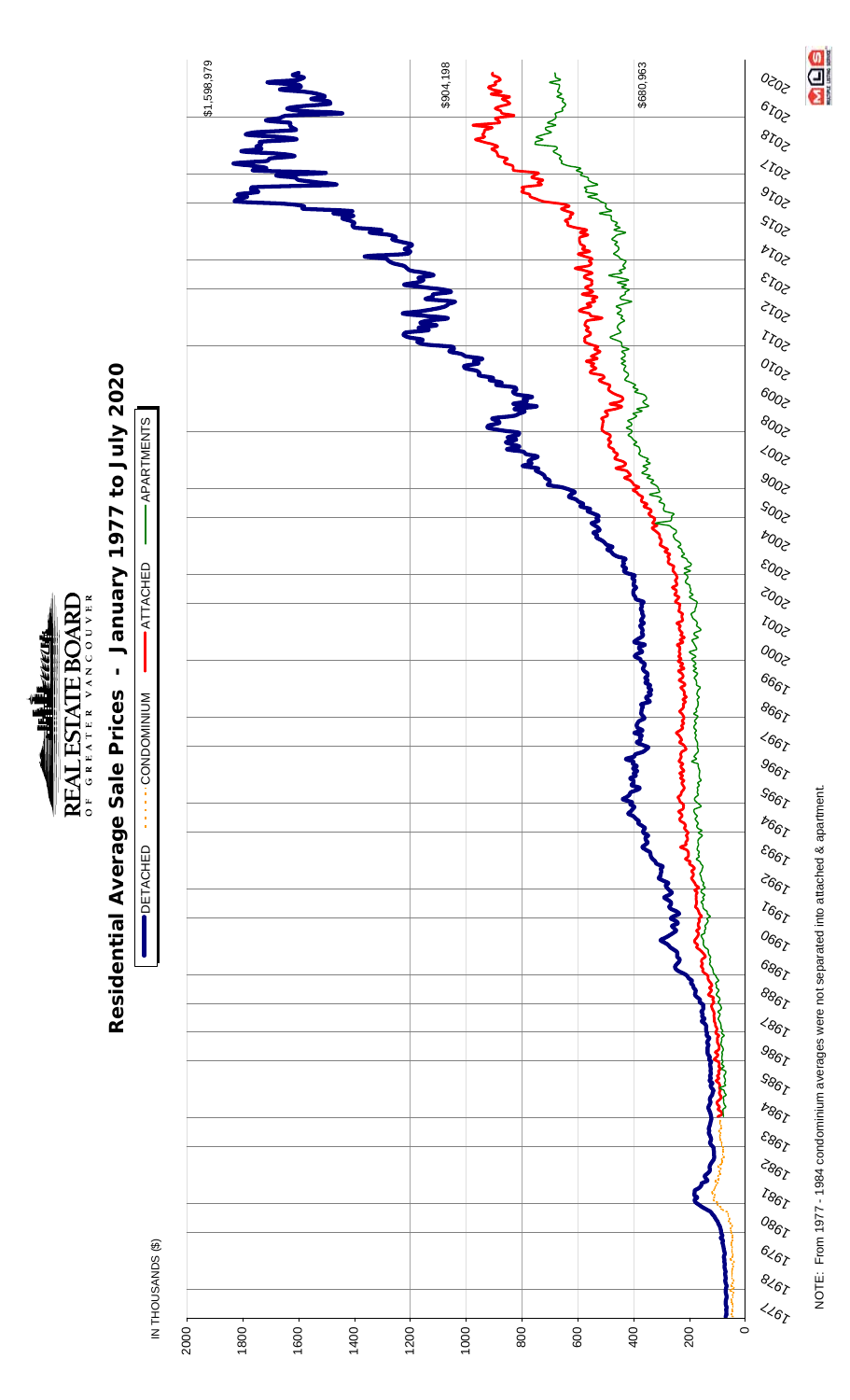REAL ESTATE BOARD OF GREATER VANCOUVER

# Residential Average Sale Prices - January 1977 to July 2020

DETACHED
CONDOMINIUM
ATTACHED
APARTMENTS

IN THOUSANDS ($)

2000
1800
1600
1400
1200
1000
800
600
400
200
0

1977
1978
1979
1980
1981
1982
1983
1984
1985
1986
1987
1988
1989
1990
1991
1992
1993
1994
1995
1996
1997
1998
1999
2000
2001
2002
2003
2004
2005
2006
2007
2008
2009
2010
2011
2012
2013
2014
2015
2016
2017
2018
2019
2020

$1,598,979
$904,198
$680,963

NOTE: From 1977 - 1984 condominium averages were not separated into attached & apartment.